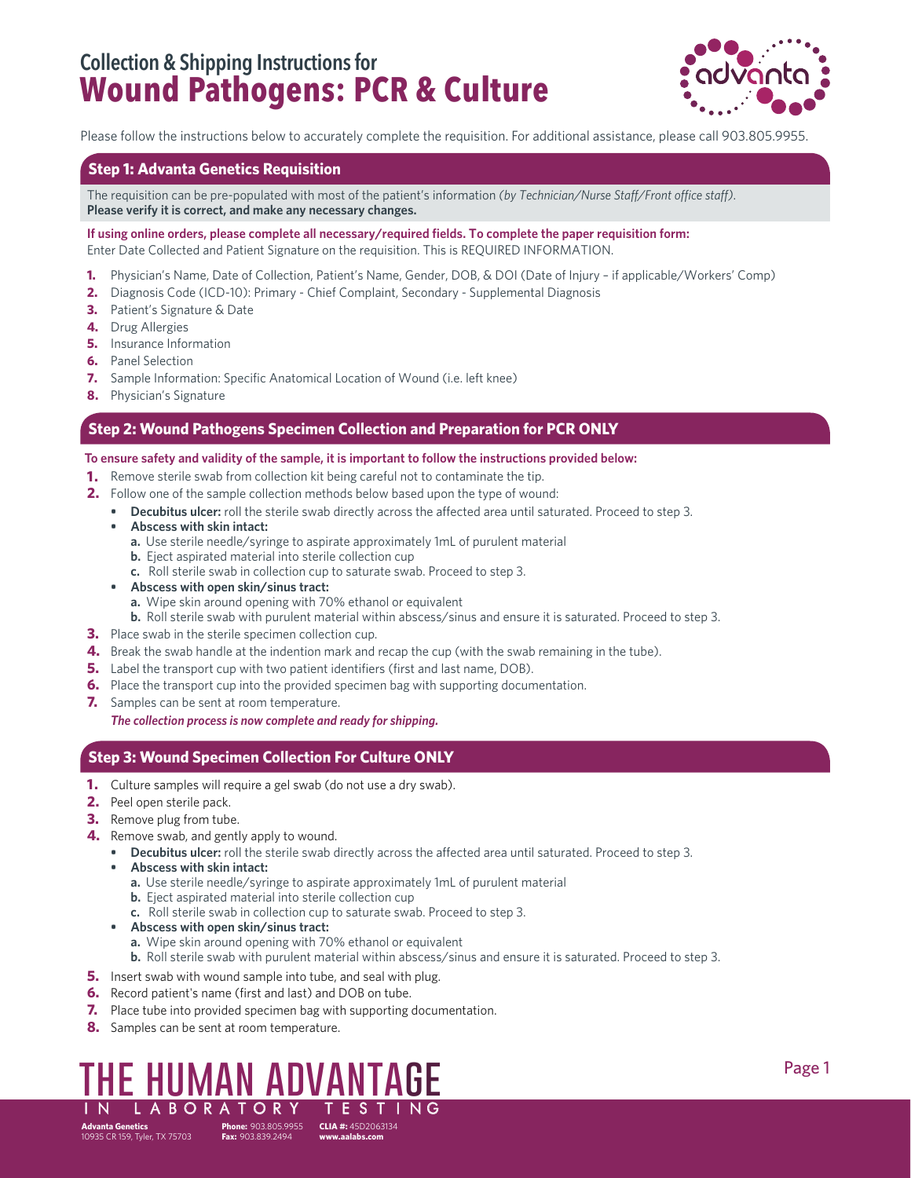# Collection & Shipping Instructions for
# Wound Pathogens: PCR & Culture

Please follow the instructions below to accurately complete the requisition. For additional assistance, please call 903.805.9955.

## Step 1: Advanta Genetics Requisition

The requisition can be pre-populated with most of the patient's information *(by Technician/Nurse Staff/Front office staff)*.
**Please verify it is correct, and make any necessary changes.**

**If using online orders, please complete all necessary/required fields. To complete the paper requisition form:**
Enter Date Collected and Patient Signature on the requisition. This is REQUIRED INFORMATION.

1. Physician's Name, Date of Collection, Patient's Name, Gender, DOB, & DOI (Date of Injury – if applicable/Workers' Comp)
2. Diagnosis Code (ICD-10): Primary - Chief Complaint, Secondary - Supplemental Diagnosis
3. Patient's Signature & Date
4. Drug Allergies
5. Insurance Information
6. Panel Selection
7. Sample Information: Specific Anatomical Location of Wound (i.e. left knee)
8. Physician's Signature

## Step 2: Wound Pathogens Specimen Collection and Preparation for PCR ONLY

**To ensure safety and validity of the sample, it is important to follow the instructions provided below:**

1. Remove sterile swab from collection kit being careful not to contaminate the tip.
2. Follow one of the sample collection methods below based upon the type of wound:
   - **Decubitus ulcer:** roll the sterile swab directly across the affected area until saturated. Proceed to step 3.
   - **Abscess with skin intact:**
     a. Use sterile needle/syringe to aspirate approximately 1mL of purulent material
     b. Eject aspirated material into sterile collection cup
     c. Roll sterile swab in collection cup to saturate swab. Proceed to step 3.
   - **Abscess with open skin/sinus tract:**
     a. Wipe skin around opening with 70% ethanol or equivalent
     b. Roll sterile swab with purulent material within abscess/sinus and ensure it is saturated. Proceed to step 3.
3. Place swab in the sterile specimen collection cup.
4. Break the swab handle at the indention mark and recap the cup (with the swab remaining in the tube).
5. Label the transport cup with two patient identifiers (first and last name, DOB).
6. Place the transport cup into the provided specimen bag with supporting documentation.
7. Samples can be sent at room temperature.

   ***The collection process is now complete and ready for shipping.***

## Step 3: Wound Specimen Collection For Culture ONLY

1. Culture samples will require a gel swab (do not use a dry swab).
2. Peel open sterile pack.
3. Remove plug from tube.
4. Remove swab, and gently apply to wound.
   - **Decubitus ulcer:** roll the sterile swab directly across the affected area until saturated. Proceed to step 3.
   - **Abscess with skin intact:**
     a. Use sterile needle/syringe to aspirate approximately 1mL of purulent material
     b. Eject aspirated material into sterile collection cup
     c. Roll sterile swab in collection cup to saturate swab. Proceed to step 3.
   - **Abscess with open skin/sinus tract:**
     a. Wipe skin around opening with 70% ethanol or equivalent
     b. Roll sterile swab with purulent material within abscess/sinus and ensure it is saturated. Proceed to step 3.
5. Insert swab with wound sample into tube, and seal with plug.
6. Record patient's name (first and last) and DOB on tube.
7. Place tube into provided specimen bag with supporting documentation.
8. Samples can be sent at room temperature.

THE HUMAN ADVANTAGE IN LABORATORY TESTING

**Advanta Genetics** 10935 CR 159, Tyler, TX 75703 | **Phone:** 903.805.9955 **Fax:** 903.839.2494 | **CLIA #:** 45D2063134 **www.aalabs.com**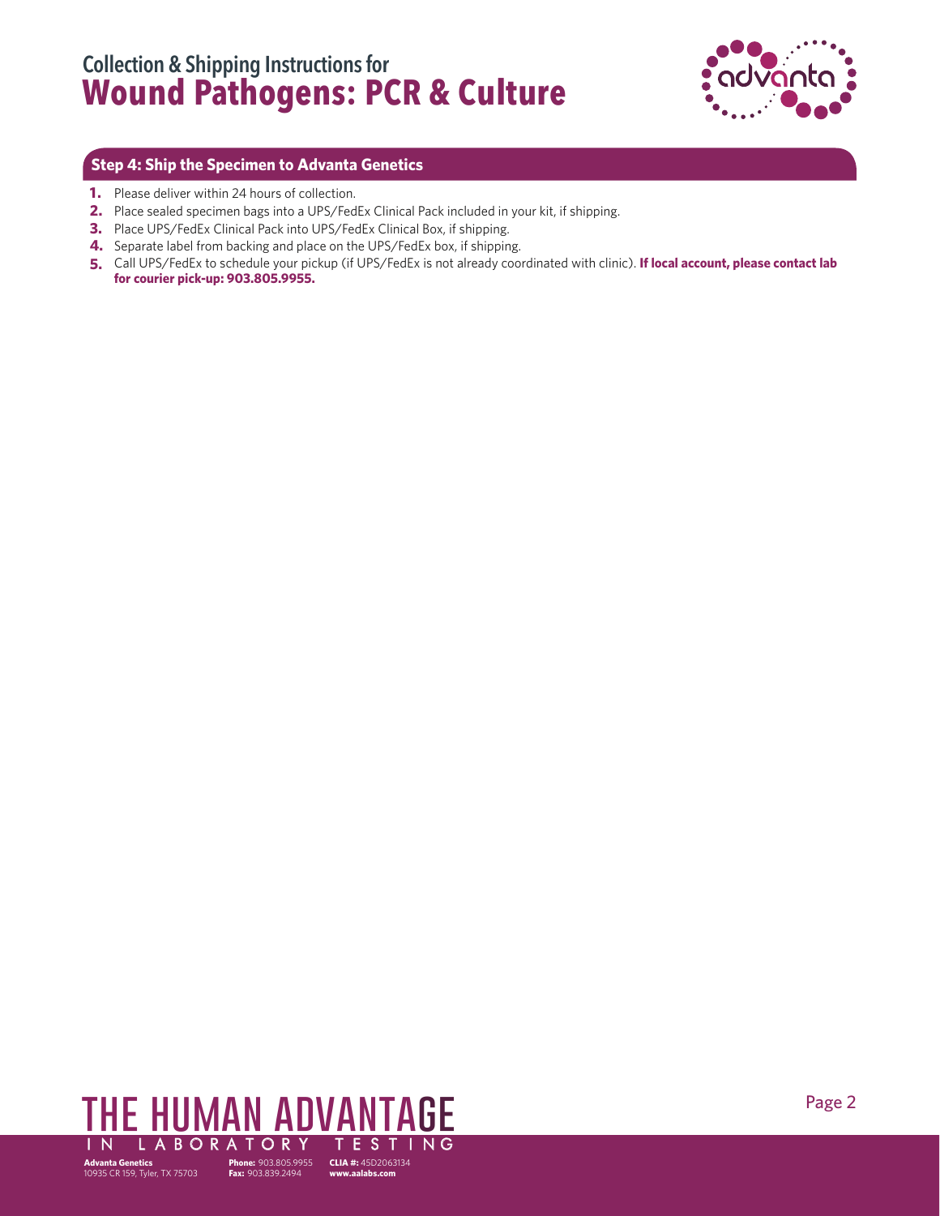# Collection & Shipping Instructions for
# Wound Pathogens: PCR & Culture

## Step 4: Ship the Specimen to Advanta Genetics

1. Please deliver within 24 hours of collection.
2. Place sealed specimen bags into a UPS/FedEx Clinical Pack included in your kit, if shipping.
3. Place UPS/FedEx Clinical Pack into UPS/FedEx Clinical Box, if shipping.
4. Separate label from backing and place on the UPS/FedEx box, if shipping.
5. Call UPS/FedEx to schedule your pickup (if UPS/FedEx is not already coordinated with clinic). **If local account, please contact lab for courier pick-up: 903.805.9955.**

THE HUMAN ADVANTAGE IN LABORATORY TESTING

**Advanta Genetics**
10935 CR 159, Tyler, TX 75703

**Phone:** 903.805.9955
**Fax:** 903.839.2494

**CLIA #:** 45D2063134
**www.aalabs.com**